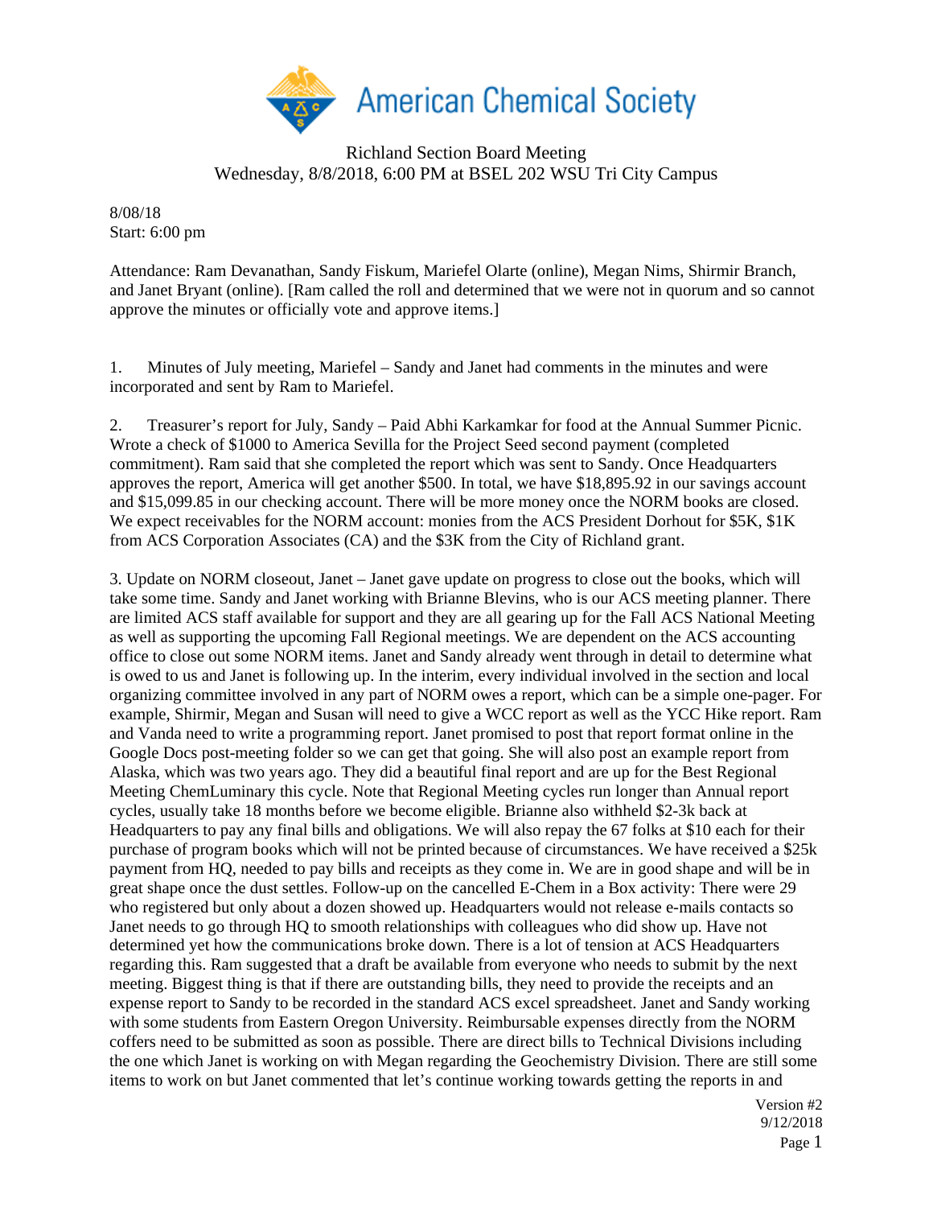American Chemical Society

Richland Section Board Meeting
Wednesday, 8/8/2018, 6:00 PM at BSEL 202 WSU Tri City Campus

8/08/18
Start: 6:00 pm

Attendance: Ram Devanathan, Sandy Fiskum, Mariefel Olarte (online), Megan Nims, Shirmir Branch, and Janet Bryant (online). [Ram called the roll and determined that we were not in quorum and so cannot approve the minutes or officially vote and approve items.]

1. Minutes of July meeting, Mariefel – Sandy and Janet had comments in the minutes and were incorporated and sent by Ram to Mariefel.

2. Treasurer's report for July, Sandy – Paid Abhi Karkamkar for food at the Annual Summer Picnic. Wrote a check of $1000 to America Sevilla for the Project Seed second payment (completed commitment). Ram said that she completed the report which was sent to Sandy. Once Headquarters approves the report, America will get another $500. In total, we have $18,895.92 in our savings account and $15,099.85 in our checking account. There will be more money once the NORM books are closed. We expect receivables for the NORM account: monies from the ACS President Dorhout for $5K, $1K from ACS Corporation Associates (CA) and the $3K from the City of Richland grant.

3. Update on NORM closeout, Janet – Janet gave update on progress to close out the books, which will take some time. Sandy and Janet working with Brianne Blevins, who is our ACS meeting planner. There are limited ACS staff available for support and they are all gearing up for the Fall ACS National Meeting as well as supporting the upcoming Fall Regional meetings. We are dependent on the ACS accounting office to close out some NORM items. Janet and Sandy already went through in detail to determine what is owed to us and Janet is following up. In the interim, every individual involved in the section and local organizing committee involved in any part of NORM owes a report, which can be a simple one-pager. For example, Shirmir, Megan and Susan will need to give a WCC report as well as the YCC Hike report. Ram and Vanda need to write a programming report. Janet promised to post that report format online in the Google Docs post-meeting folder so we can get that going. She will also post an example report from Alaska, which was two years ago. They did a beautiful final report and are up for the Best Regional Meeting ChemLuminary this cycle. Note that Regional Meeting cycles run longer than Annual report cycles, usually take 18 months before we become eligible. Brianne also withheld $2-3k back at Headquarters to pay any final bills and obligations. We will also repay the 67 folks at $10 each for their purchase of program books which will not be printed because of circumstances. We have received a $25k payment from HQ, needed to pay bills and receipts as they come in. We are in good shape and will be in great shape once the dust settles. Follow-up on the cancelled E-Chem in a Box activity: There were 29 who registered but only about a dozen showed up. Headquarters would not release e-mails contacts so Janet needs to go through HQ to smooth relationships with colleagues who did show up. Have not determined yet how the communications broke down. There is a lot of tension at ACS Headquarters regarding this. Ram suggested that a draft be available from everyone who needs to submit by the next meeting. Biggest thing is that if there are outstanding bills, they need to provide the receipts and an expense report to Sandy to be recorded in the standard ACS excel spreadsheet. Janet and Sandy working with some students from Eastern Oregon University. Reimbursable expenses directly from the NORM coffers need to be submitted as soon as possible. There are direct bills to Technical Divisions including the one which Janet is working on with Megan regarding the Geochemistry Division. There are still some items to work on but Janet commented that let's continue working towards getting the reports in and

Version #2
9/12/2018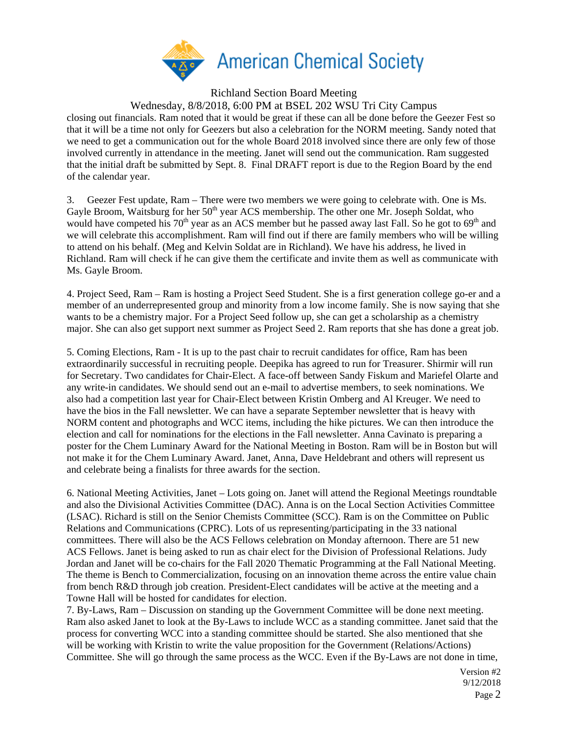closing out financials. Ram noted that it would be great if these can all be done before the Geezer Fest so that it will be a time not only for Geezers but also a celebration for the NORM meeting. Sandy noted that we need to get a communication out for the whole Board 2018 involved since there are only few of those involved currently in attendance in the meeting. Janet will send out the communication. Ram suggested that the initial draft be submitted by Sept. 8. Final DRAFT report is due to the Region Board by the end of the calendar year.

3. Geezer Fest update, Ram – There were two members we were going to celebrate with. One is Ms. Gayle Broom, Waitsburg for her 50th year ACS membership. The other one Mr. Joseph Soldat, who would have competed his 70th year as an ACS member but he passed away last Fall. So he got to 69th and we will celebrate this accomplishment. Ram will find out if there are family members who will be willing to attend on his behalf. (Meg and Kelvin Soldat are in Richland). We have his address, he lived in Richland. Ram will check if he can give them the certificate and invite them as well as communicate with Ms. Gayle Broom.

4. Project Seed, Ram – Ram is hosting a Project Seed Student. She is a first generation college go-er and a member of an underrepresented group and minority from a low income family. She is now saying that she wants to be a chemistry major. For a Project Seed follow up, she can get a scholarship as a chemistry major. She can also get support next summer as Project Seed 2. Ram reports that she has done a great job.

5. Coming Elections, Ram - It is up to the past chair to recruit candidates for office, Ram has been extraordinarily successful in recruiting people. Deepika has agreed to run for Treasurer. Shirmir will run for Secretary. Two candidates for Chair-Elect. A face-off between Sandy Fiskum and Mariefel Olarte and any write-in candidates. We should send out an e-mail to advertise members, to seek nominations. We also had a competition last year for Chair-Elect between Kristin Omberg and Al Kreuger. We need to have the bios in the Fall newsletter. We can have a separate September newsletter that is heavy with NORM content and photographs and WCC items, including the hike pictures. We can then introduce the election and call for nominations for the elections in the Fall newsletter. Anna Cavinato is preparing a poster for the Chem Luminary Award for the National Meeting in Boston. Ram will be in Boston but will not make it for the Chem Luminary Award. Janet, Anna, Dave Heldebrant and others will represent us and celebrate being a finalists for three awards for the section.

6. National Meeting Activities, Janet – Lots going on. Janet will attend the Regional Meetings roundtable and also the Divisional Activities Committee (DAC). Anna is on the Local Section Activities Committee (LSAC). Richard is still on the Senior Chemists Committee (SCC). Ram is on the Committee on Public Relations and Communications (CPRC). Lots of us representing/participating in the 33 national committees. There will also be the ACS Fellows celebration on Monday afternoon. There are 51 new ACS Fellows. Janet is being asked to run as chair elect for the Division of Professional Relations. Judy Jordan and Janet will be co-chairs for the Fall 2020 Thematic Programming at the Fall National Meeting. The theme is Bench to Commercialization, focusing on an innovation theme across the entire value chain from bench R&D through job creation. President-Elect candidates will be active at the meeting and a Towne Hall will be hosted for candidates for election.

7. By-Laws, Ram – Discussion on standing up the Government Committee will be done next meeting. Ram also asked Janet to look at the By-Laws to include WCC as a standing committee. Janet said that the process for converting WCC into a standing committee should be started. She also mentioned that she will be working with Kristin to write the value proposition for the Government (Relations/Actions) Committee. She will go through the same process as the WCC. Even if the By-Laws are not done in time,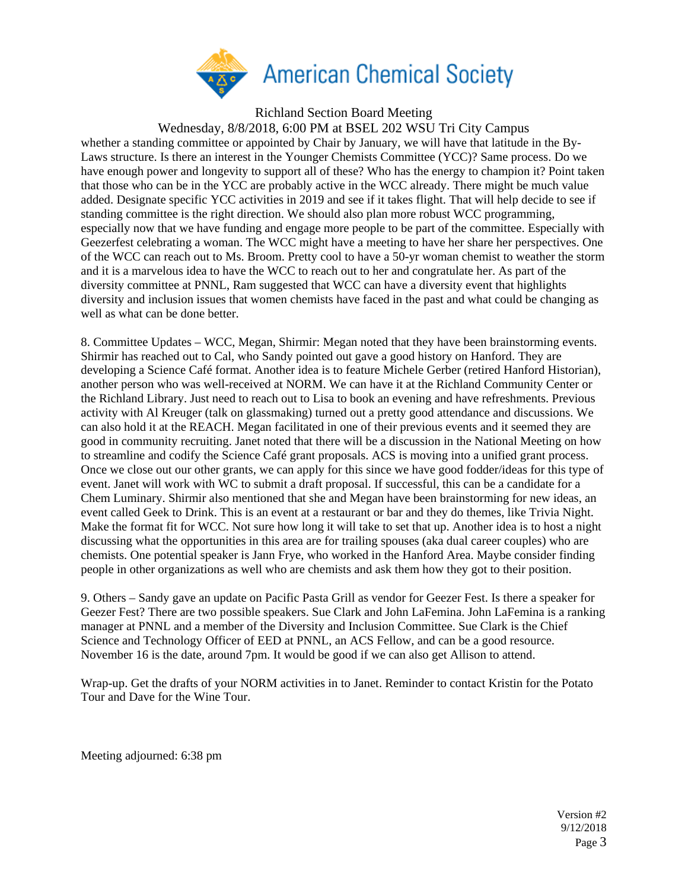whether a standing committee or appointed by Chair by January, we will have that latitude in the By-Laws structure. Is there an interest in the Younger Chemists Committee (YCC)? Same process. Do we have enough power and longevity to support all of these? Who has the energy to champion it? Point taken that those who can be in the YCC are probably active in the WCC already. There might be much value added. Designate specific YCC activities in 2019 and see if it takes flight. That will help decide to see if standing committee is the right direction. We should also plan more robust WCC programming, especially now that we have funding and engage more people to be part of the committee. Especially with Geezerfest celebrating a woman. The WCC might have a meeting to have her share her perspectives. One of the WCC can reach out to Ms. Broom. Pretty cool to have a 50-yr woman chemist to weather the storm and it is a marvelous idea to have the WCC to reach out to her and congratulate her. As part of the diversity committee at PNNL, Ram suggested that WCC can have a diversity event that highlights diversity and inclusion issues that women chemists have faced in the past and what could be changing as well as what can be done better.

8. Committee Updates – WCC, Megan, Shirmir: Megan noted that they have been brainstorming events. Shirmir has reached out to Cal, who Sandy pointed out gave a good history on Hanford. They are developing a Science Café format. Another idea is to feature Michele Gerber (retired Hanford Historian), another person who was well-received at NORM. We can have it at the Richland Community Center or the Richland Library. Just need to reach out to Lisa to book an evening and have refreshments. Previous activity with Al Kreuger (talk on glassmaking) turned out a pretty good attendance and discussions. We can also hold it at the REACH. Megan facilitated in one of their previous events and it seemed they are good in community recruiting. Janet noted that there will be a discussion in the National Meeting on how to streamline and codify the Science Café grant proposals. ACS is moving into a unified grant process. Once we close out our other grants, we can apply for this since we have good fodder/ideas for this type of event. Janet will work with WC to submit a draft proposal. If successful, this can be a candidate for a Chem Luminary. Shirmir also mentioned that she and Megan have been brainstorming for new ideas, an event called Geek to Drink. This is an event at a restaurant or bar and they do themes, like Trivia Night. Make the format fit for WCC. Not sure how long it will take to set that up. Another idea is to host a night discussing what the opportunities in this area are for trailing spouses (aka dual career couples) who are chemists. One potential speaker is Jann Frye, who worked in the Hanford Area. Maybe consider finding people in other organizations as well who are chemists and ask them how they got to their position.

9. Others – Sandy gave an update on Pacific Pasta Grill as vendor for Geezer Fest. Is there a speaker for Geezer Fest? There are two possible speakers. Sue Clark and John LaFemina. John LaFemina is a ranking manager at PNNL and a member of the Diversity and Inclusion Committee. Sue Clark is the Chief Science and Technology Officer of EED at PNNL, an ACS Fellow, and can be a good resource. November 16 is the date, around 7pm. It would be good if we can also get Allison to attend.

Wrap-up. Get the drafts of your NORM activities in to Janet. Reminder to contact Kristin for the Potato Tour and Dave for the Wine Tour.

Meeting adjourned: 6:38 pm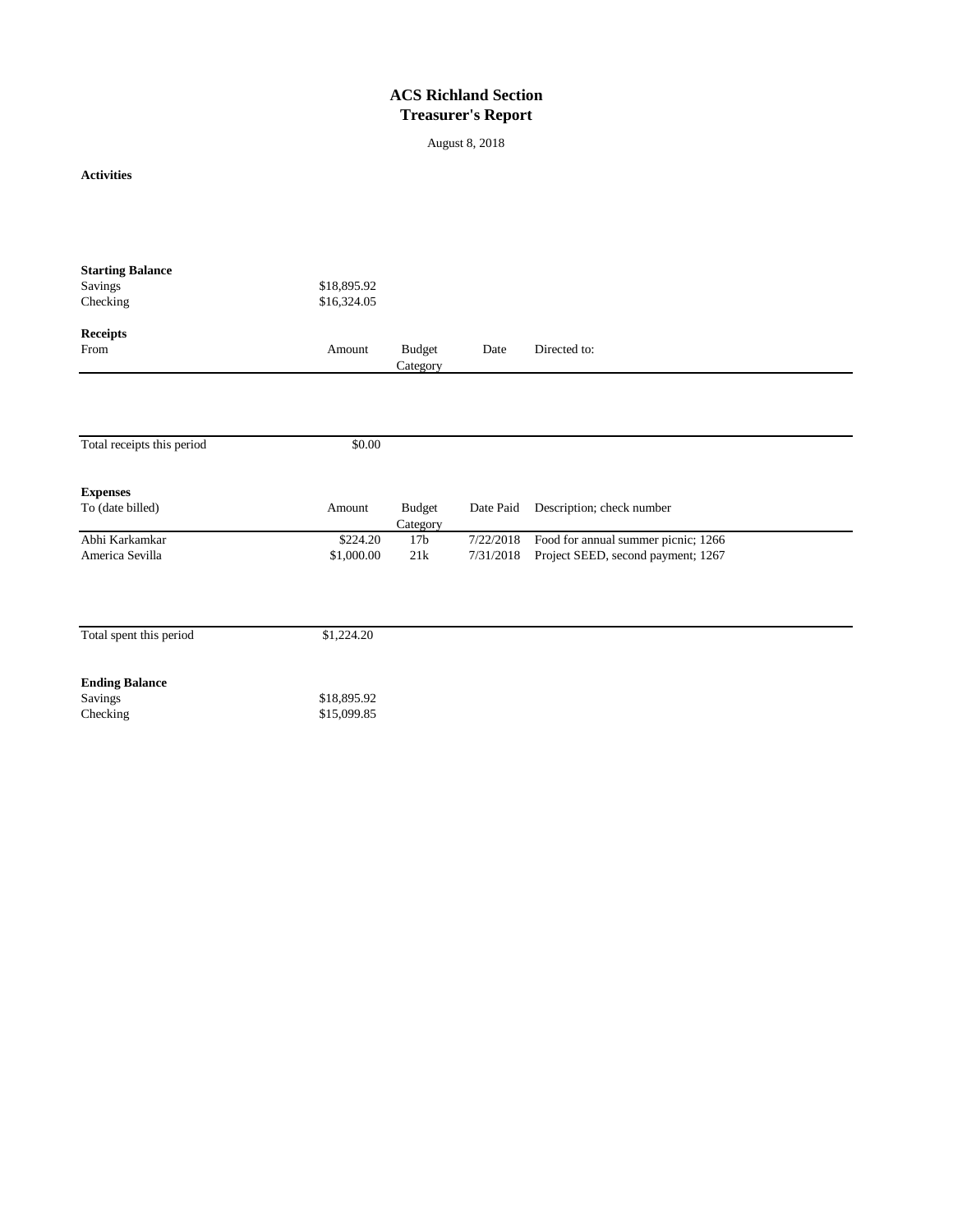# ACS Richland Section
## Treasurer's Report

August 8, 2018

**Activities**

**Starting Balance**

| | |
|---|---|
| Savings | $18,895.92 |
| Checking | $16,324.05 |

**Receipts**

| From | Amount | Budget Category | Date | Directed to: |
|---|---|---|---|---|
| Total receipts this period | $0.00 | | | |

**Expenses**

| To (date billed) | Amount | Budget Category | Date Paid | Description; check number |
|---|---|---|---|---|
| Abhi Karkamkar | $224.20 | 17b | 7/22/2018 | Food for annual summer picnic; 1266 |
| America Sevilla | $1,000.00 | 21k | 7/31/2018 | Project SEED, second payment; 1267 |
| Total spent this period | $1,224.20 | | | |

**Ending Balance**

| | |
|---|---|
| Savings | $18,895.92 |
| Checking | $15,099.85 |